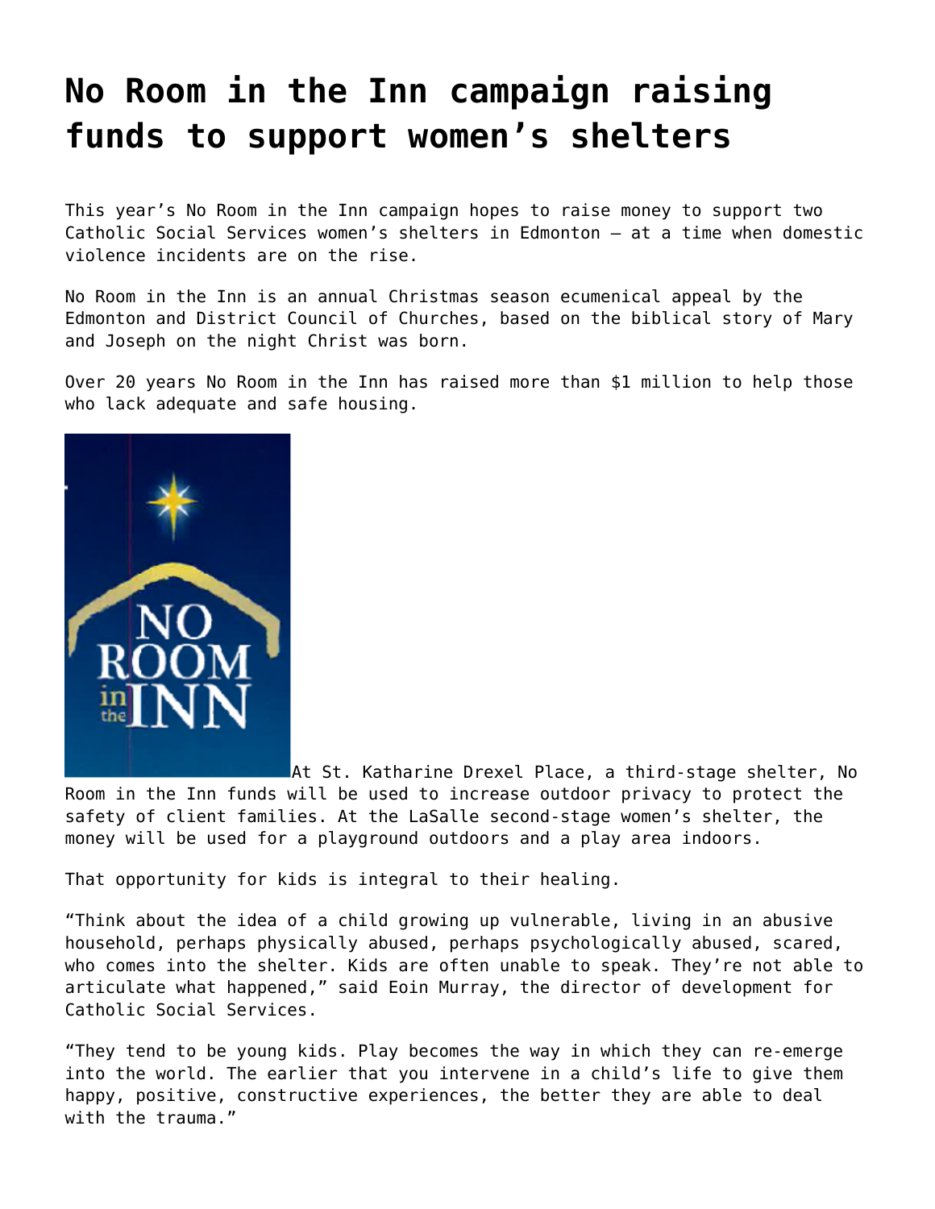# No Room in the Inn campaign raising funds to support women's shelters

This year's No Room in the Inn campaign hopes to raise money to support two Catholic Social Services women's shelters in Edmonton — at a time when domestic violence incidents are on the rise.

No Room in the Inn is an annual Christmas season ecumenical appeal by the Edmonton and District Council of Churches, based on the biblical story of Mary and Joseph on the night Christ was born.

Over 20 years No Room in the Inn has raised more than $1 million to help those who lack adequate and safe housing.

At St. Katharine Drexel Place, a third-stage shelter, No Room in the Inn funds will be used to increase outdoor privacy to protect the safety of client families. At the LaSalle second-stage women's shelter, the money will be used for a playground outdoors and a play area indoors.

That opportunity for kids is integral to their healing.

"Think about the idea of a child growing up vulnerable, living in an abusive household, perhaps physically abused, perhaps psychologically abused, scared, who comes into the shelter. Kids are often unable to speak. They're not able to articulate what happened," said Eoin Murray, the director of development for Catholic Social Services.

"They tend to be young kids. Play becomes the way in which they can re-emerge into the world. The earlier that you intervene in a child's life to give them happy, positive, constructive experiences, the better they are able to deal with the trauma."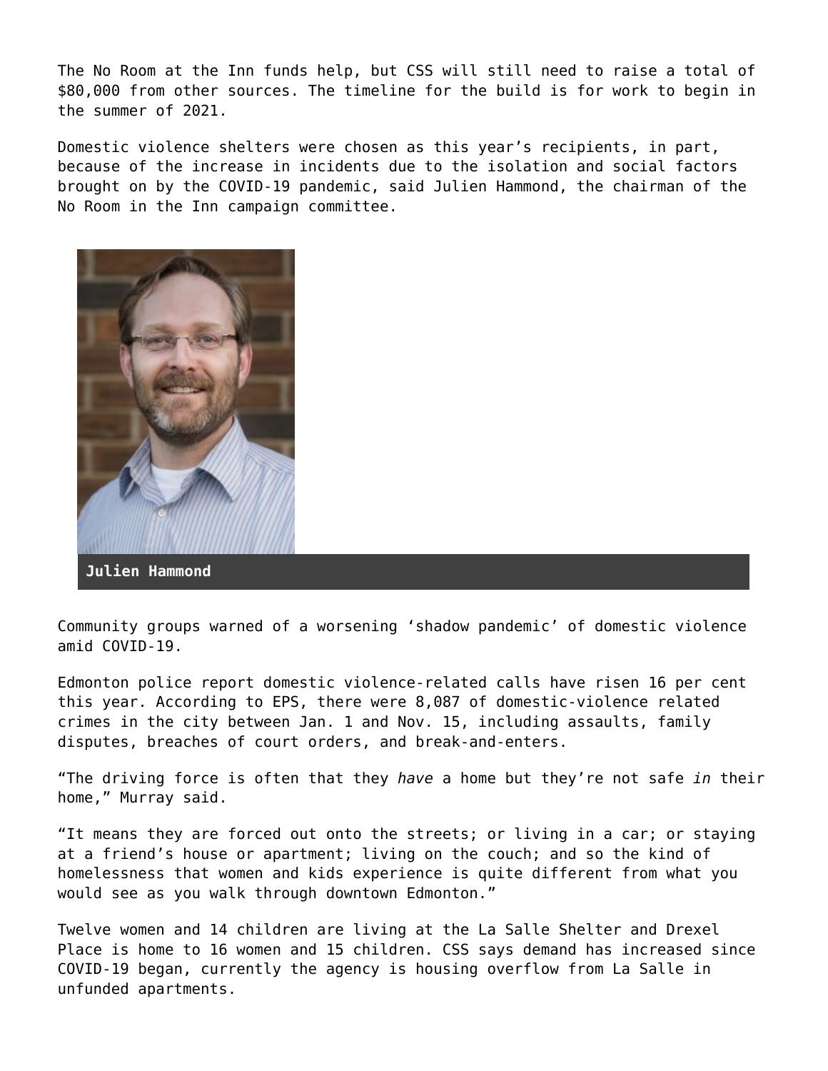The No Room at the Inn funds help, but CSS will still need to raise a total of $80,000 from other sources. The timeline for the build is for work to begin in the summer of 2021.

Domestic violence shelters were chosen as this year's recipients, in part, because of the increase in incidents due to the isolation and social factors brought on by the COVID-19 pandemic, said Julien Hammond, the chairman of the No Room in the Inn campaign committee.

**Julien Hammond**

Community groups warned of a worsening 'shadow pandemic' of domestic violence amid COVID-19.

Edmonton police report domestic violence-related calls have risen 16 per cent this year. According to EPS, there were 8,087 of domestic-violence related crimes in the city between Jan. 1 and Nov. 15, including assaults, family disputes, breaches of court orders, and break-and-enters.

"The driving force is often that they *have* a home but they're not safe *in* their home," Murray said.

"It means they are forced out onto the streets; or living in a car; or staying at a friend's house or apartment; living on the couch; and so the kind of homelessness that women and kids experience is quite different from what you would see as you walk through downtown Edmonton."

Twelve women and 14 children are living at the La Salle Shelter and Drexel Place is home to 16 women and 15 children. CSS says demand has increased since COVID-19 began, currently the agency is housing overflow from La Salle in unfunded apartments.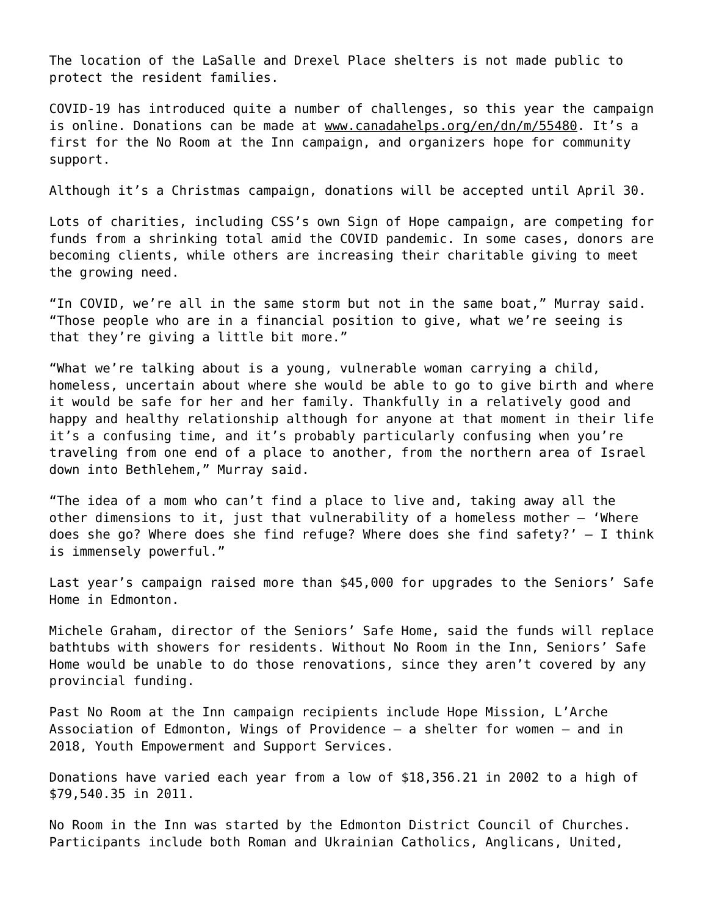The location of the LaSalle and Drexel Place shelters is not made public to protect the resident families.

COVID-19 has introduced quite a number of challenges, so this year the campaign is online. Donations can be made at www.canadahelps.org/en/dn/m/55480. It's a first for the No Room at the Inn campaign, and organizers hope for community support.

Although it's a Christmas campaign, donations will be accepted until April 30.

Lots of charities, including CSS's own Sign of Hope campaign, are competing for funds from a shrinking total amid the COVID pandemic. In some cases, donors are becoming clients, while others are increasing their charitable giving to meet the growing need.

"In COVID, we're all in the same storm but not in the same boat," Murray said. "Those people who are in a financial position to give, what we're seeing is that they're giving a little bit more."

"What we're talking about is a young, vulnerable woman carrying a child, homeless, uncertain about where she would be able to go to give birth and where it would be safe for her and her family. Thankfully in a relatively good and happy and healthy relationship although for anyone at that moment in their life it's a confusing time, and it's probably particularly confusing when you're traveling from one end of a place to another, from the northern area of Israel down into Bethlehem," Murray said.

"The idea of a mom who can't find a place to live and, taking away all the other dimensions to it, just that vulnerability of a homeless mother – 'Where does she go? Where does she find refuge? Where does she find safety?' – I think is immensely powerful."

Last year's campaign raised more than $45,000 for upgrades to the Seniors' Safe Home in Edmonton.

Michele Graham, director of the Seniors' Safe Home, said the funds will replace bathtubs with showers for residents. Without No Room in the Inn, Seniors' Safe Home would be unable to do those renovations, since they aren't covered by any provincial funding.

Past No Room at the Inn campaign recipients include Hope Mission, L'Arche Association of Edmonton, Wings of Providence – a shelter for women – and in 2018, Youth Empowerment and Support Services.

Donations have varied each year from a low of $18,356.21 in 2002 to a high of $79,540.35 in 2011.

No Room in the Inn was started by the Edmonton District Council of Churches. Participants include both Roman and Ukrainian Catholics, Anglicans, United,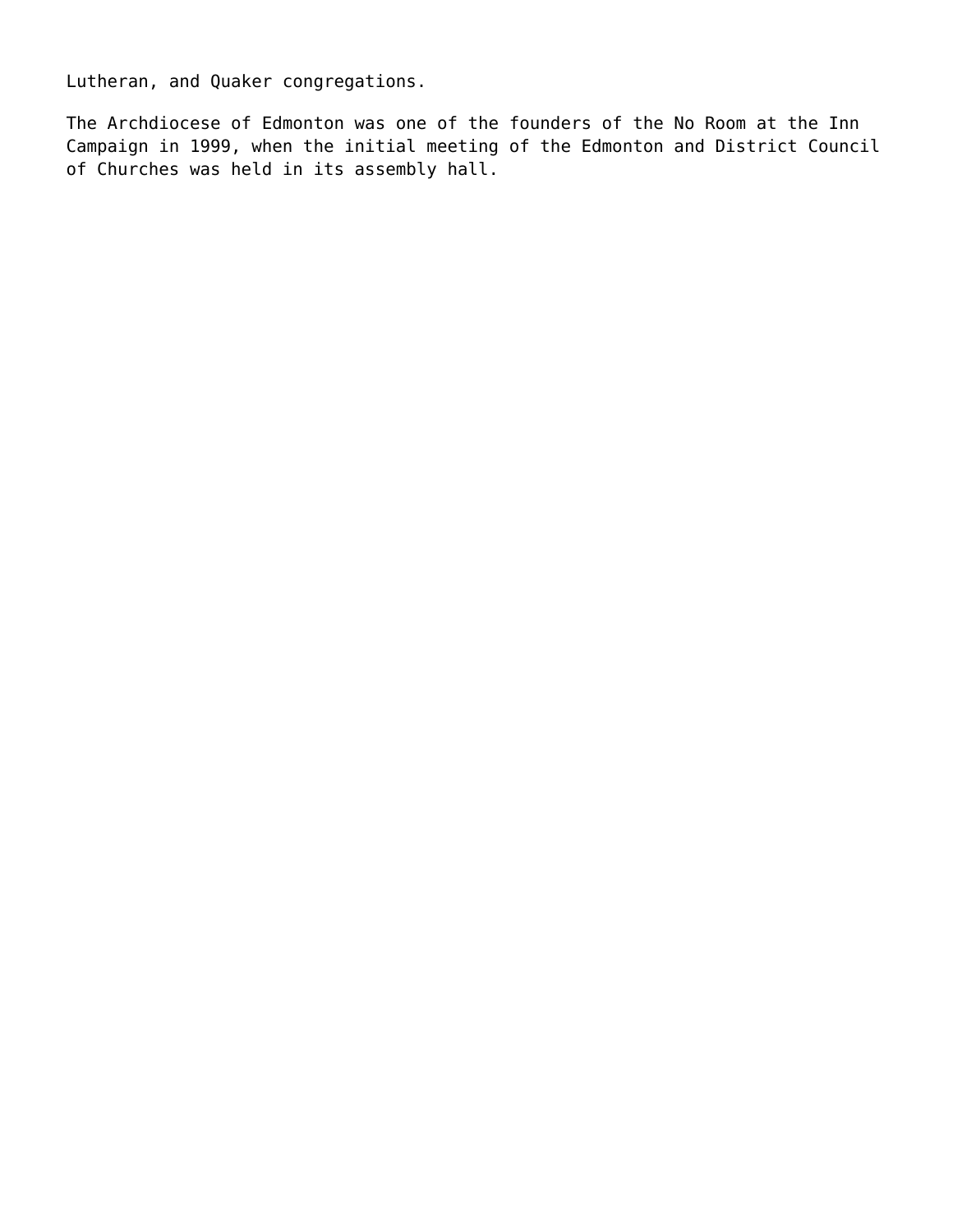Lutheran, and Quaker congregations.

The Archdiocese of Edmonton was one of the founders of the No Room at the Inn Campaign in 1999, when the initial meeting of the Edmonton and District Council of Churches was held in its assembly hall.